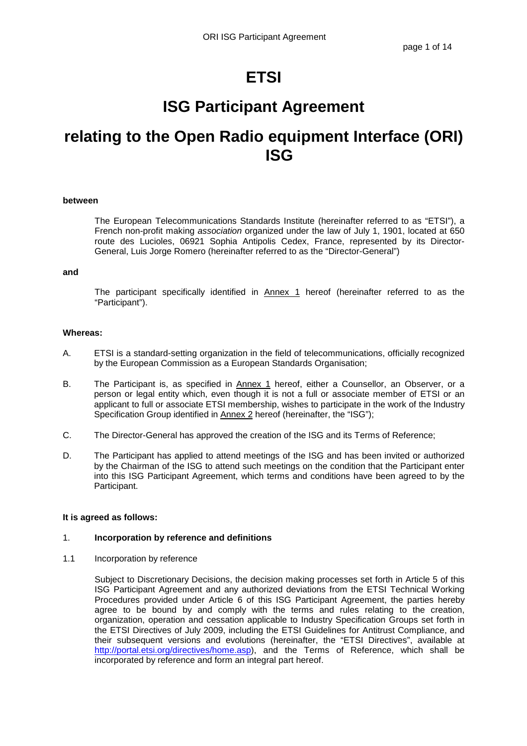# ETSI

# ISG Participant Agreement

# relating to the Open Radio equipment Interface (ORI) ISG

**between**

The European Telecommunications Standards Institute (hereinafter referred to as "ETSI"), a French non-profit making *association* organized under the law of July 1, 1901, located at 650 route des Lucioles, 06921 Sophia Antipolis Cedex, France, represented by its Director-General, Luis Jorge Romero (hereinafter referred to as the "Director-General")

**and**

The participant specifically identified in Annex 1 hereof (hereinafter referred to as the "Participant").

**Whereas:**

A. ETSI is a standard-setting organization in the field of telecommunications, officially recognized by the European Commission as a European Standards Organisation;

B. The Participant is, as specified in Annex 1 hereof, either a Counsellor, an Observer, or a person or legal entity which, even though it is not a full or associate member of ETSI or an applicant to full or associate ETSI membership, wishes to participate in the work of the Industry Specification Group identified in Annex 2 hereof (hereinafter, the "ISG");

C. The Director-General has approved the creation of the ISG and its Terms of Reference;

D. The Participant has applied to attend meetings of the ISG and has been invited or authorized by the Chairman of the ISG to attend such meetings on the condition that the Participant enter into this ISG Participant Agreement, which terms and conditions have been agreed to by the Participant.

**It is agreed as follows:**

1. **Incorporation by reference and definitions**

1.1 Incorporation by reference

Subject to Discretionary Decisions, the decision making processes set forth in Article 5 of this ISG Participant Agreement and any authorized deviations from the ETSI Technical Working Procedures provided under Article 6 of this ISG Participant Agreement, the parties hereby agree to be bound by and comply with the terms and rules relating to the creation, organization, operation and cessation applicable to Industry Specification Groups set forth in the ETSI Directives of July 2009, including the ETSI Guidelines for Antitrust Compliance, and their subsequent versions and evolutions (hereinafter, the "ETSI Directives", available at http://portal.etsi.org/directives/home.asp), and the Terms of Reference, which shall be incorporated by reference and form an integral part hereof.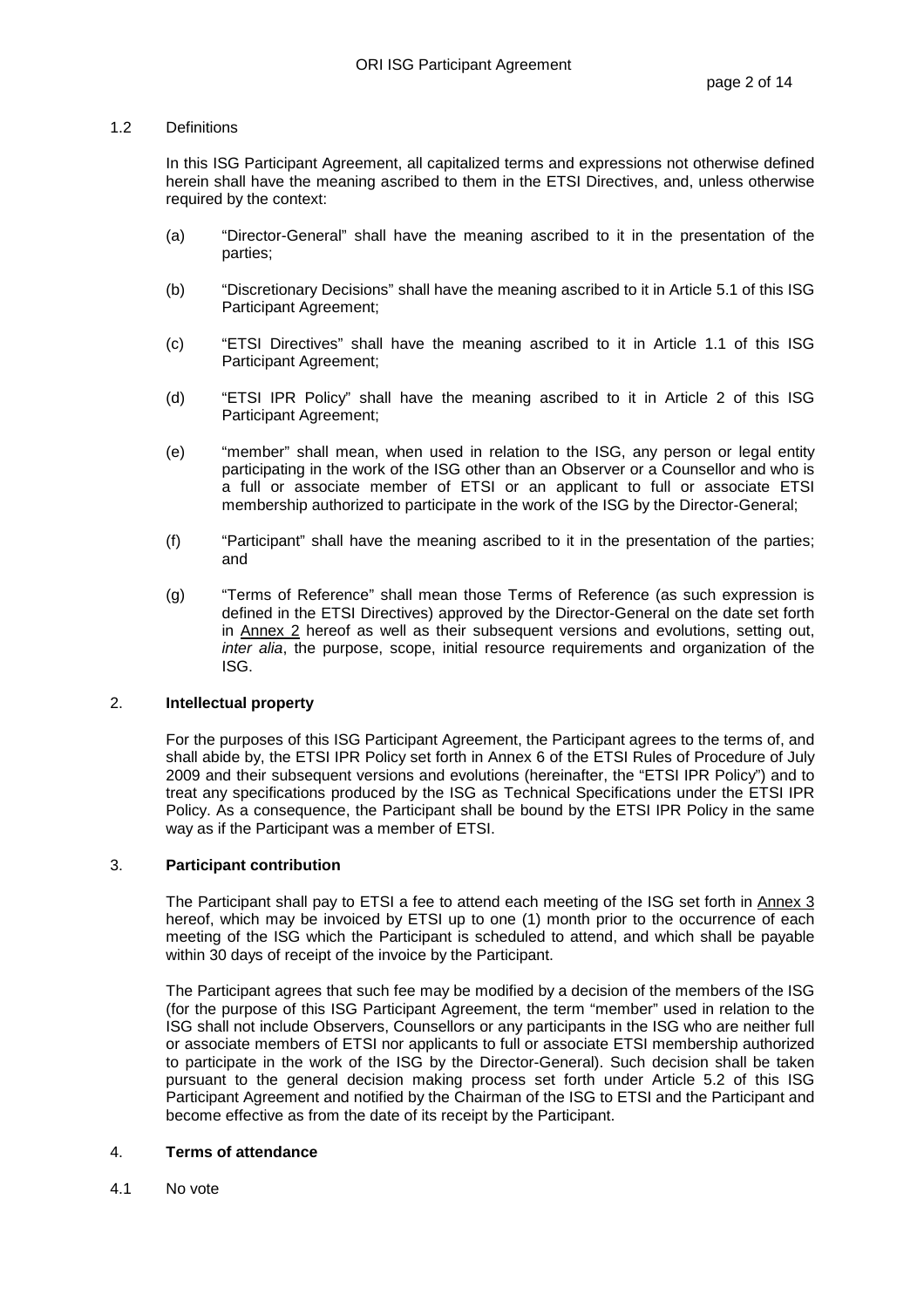1.2 Definitions

In this ISG Participant Agreement, all capitalized terms and expressions not otherwise defined herein shall have the meaning ascribed to them in the ETSI Directives, and, unless otherwise required by the context:

(a) "Director-General" shall have the meaning ascribed to it in the presentation of the parties;

(b) "Discretionary Decisions" shall have the meaning ascribed to it in Article 5.1 of this ISG Participant Agreement;

(c) "ETSI Directives" shall have the meaning ascribed to it in Article 1.1 of this ISG Participant Agreement;

(d) "ETSI IPR Policy" shall have the meaning ascribed to it in Article 2 of this ISG Participant Agreement;

(e) "member" shall mean, when used in relation to the ISG, any person or legal entity participating in the work of the ISG other than an Observer or a Counsellor and who is a full or associate member of ETSI or an applicant to full or associate ETSI membership authorized to participate in the work of the ISG by the Director-General;

(f) "Participant" shall have the meaning ascribed to it in the presentation of the parties; and

(g) "Terms of Reference" shall mean those Terms of Reference (as such expression is defined in the ETSI Directives) approved by the Director-General on the date set forth in Annex 2 hereof as well as their subsequent versions and evolutions, setting out, *inter alia*, the purpose, scope, initial resource requirements and organization of the ISG.

## 2. Intellectual property

For the purposes of this ISG Participant Agreement, the Participant agrees to the terms of, and shall abide by, the ETSI IPR Policy set forth in Annex 6 of the ETSI Rules of Procedure of July 2009 and their subsequent versions and evolutions (hereinafter, the "ETSI IPR Policy") and to treat any specifications produced by the ISG as Technical Specifications under the ETSI IPR Policy. As a consequence, the Participant shall be bound by the ETSI IPR Policy in the same way as if the Participant was a member of ETSI.

## 3. Participant contribution

The Participant shall pay to ETSI a fee to attend each meeting of the ISG set forth in Annex 3 hereof, which may be invoiced by ETSI up to one (1) month prior to the occurrence of each meeting of the ISG which the Participant is scheduled to attend, and which shall be payable within 30 days of receipt of the invoice by the Participant.

The Participant agrees that such fee may be modified by a decision of the members of the ISG (for the purpose of this ISG Participant Agreement, the term "member" used in relation to the ISG shall not include Observers, Counsellors or any participants in the ISG who are neither full or associate members of ETSI nor applicants to full or associate ETSI membership authorized to participate in the work of the ISG by the Director-General). Such decision shall be taken pursuant to the general decision making process set forth under Article 5.2 of this ISG Participant Agreement and notified by the Chairman of the ISG to ETSI and the Participant and become effective as from the date of its receipt by the Participant.

## 4. Terms of attendance

4.1 No vote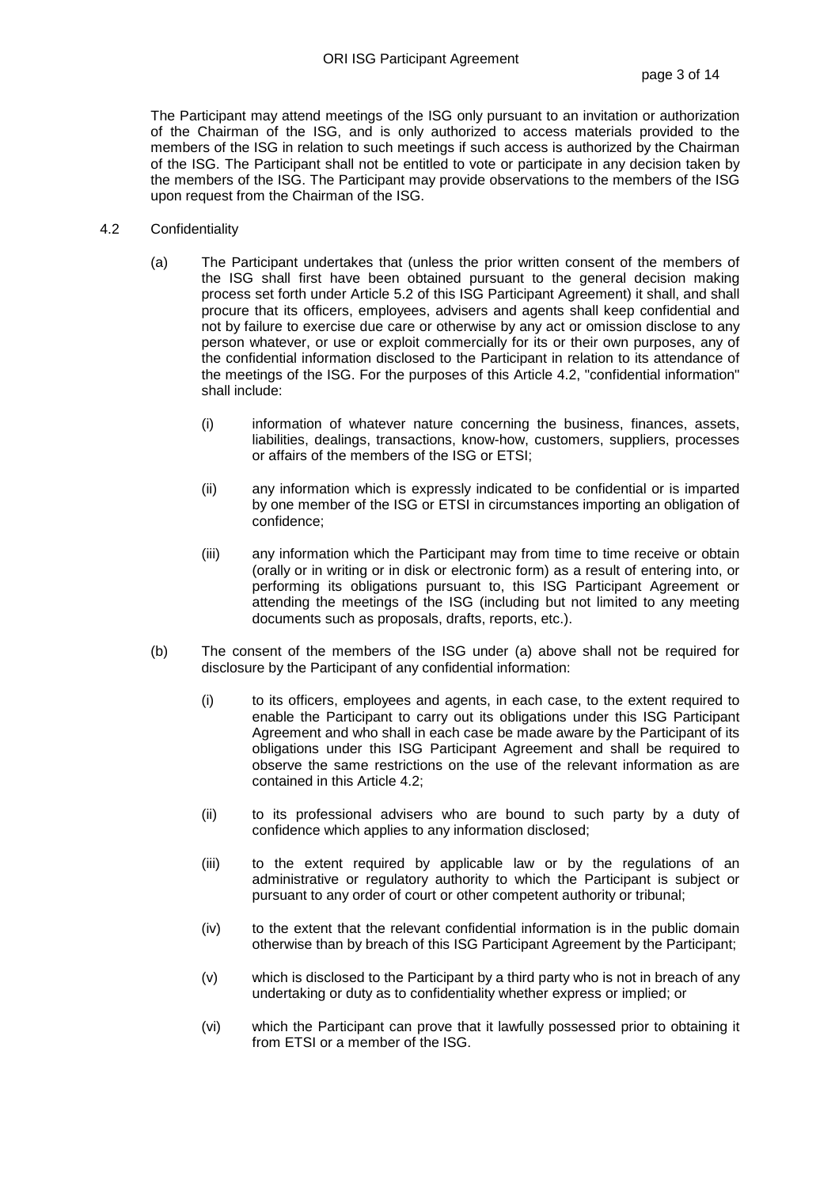The Participant may attend meetings of the ISG only pursuant to an invitation or authorization of the Chairman of the ISG, and is only authorized to access materials provided to the members of the ISG in relation to such meetings if such access is authorized by the Chairman of the ISG. The Participant shall not be entitled to vote or participate in any decision taken by the members of the ISG. The Participant may provide observations to the members of the ISG upon request from the Chairman of the ISG.

4.2 Confidentiality

(a) The Participant undertakes that (unless the prior written consent of the members of the ISG shall first have been obtained pursuant to the general decision making process set forth under Article 5.2 of this ISG Participant Agreement) it shall, and shall procure that its officers, employees, advisers and agents shall keep confidential and not by failure to exercise due care or otherwise by any act or omission disclose to any person whatever, or use or exploit commercially for its or their own purposes, any of the confidential information disclosed to the Participant in relation to its attendance of the meetings of the ISG. For the purposes of this Article 4.2, "confidential information" shall include:

(i) information of whatever nature concerning the business, finances, assets, liabilities, dealings, transactions, know-how, customers, suppliers, processes or affairs of the members of the ISG or ETSI;

(ii) any information which is expressly indicated to be confidential or is imparted by one member of the ISG or ETSI in circumstances importing an obligation of confidence;

(iii) any information which the Participant may from time to time receive or obtain (orally or in writing or in disk or electronic form) as a result of entering into, or performing its obligations pursuant to, this ISG Participant Agreement or attending the meetings of the ISG (including but not limited to any meeting documents such as proposals, drafts, reports, etc.).

(b) The consent of the members of the ISG under (a) above shall not be required for disclosure by the Participant of any confidential information:

(i) to its officers, employees and agents, in each case, to the extent required to enable the Participant to carry out its obligations under this ISG Participant Agreement and who shall in each case be made aware by the Participant of its obligations under this ISG Participant Agreement and shall be required to observe the same restrictions on the use of the relevant information as are contained in this Article 4.2;

(ii) to its professional advisers who are bound to such party by a duty of confidence which applies to any information disclosed;

(iii) to the extent required by applicable law or by the regulations of an administrative or regulatory authority to which the Participant is subject or pursuant to any order of court or other competent authority or tribunal;

(iv) to the extent that the relevant confidential information is in the public domain otherwise than by breach of this ISG Participant Agreement by the Participant;

(v) which is disclosed to the Participant by a third party who is not in breach of any undertaking or duty as to confidentiality whether express or implied; or

(vi) which the Participant can prove that it lawfully possessed prior to obtaining it from ETSI or a member of the ISG.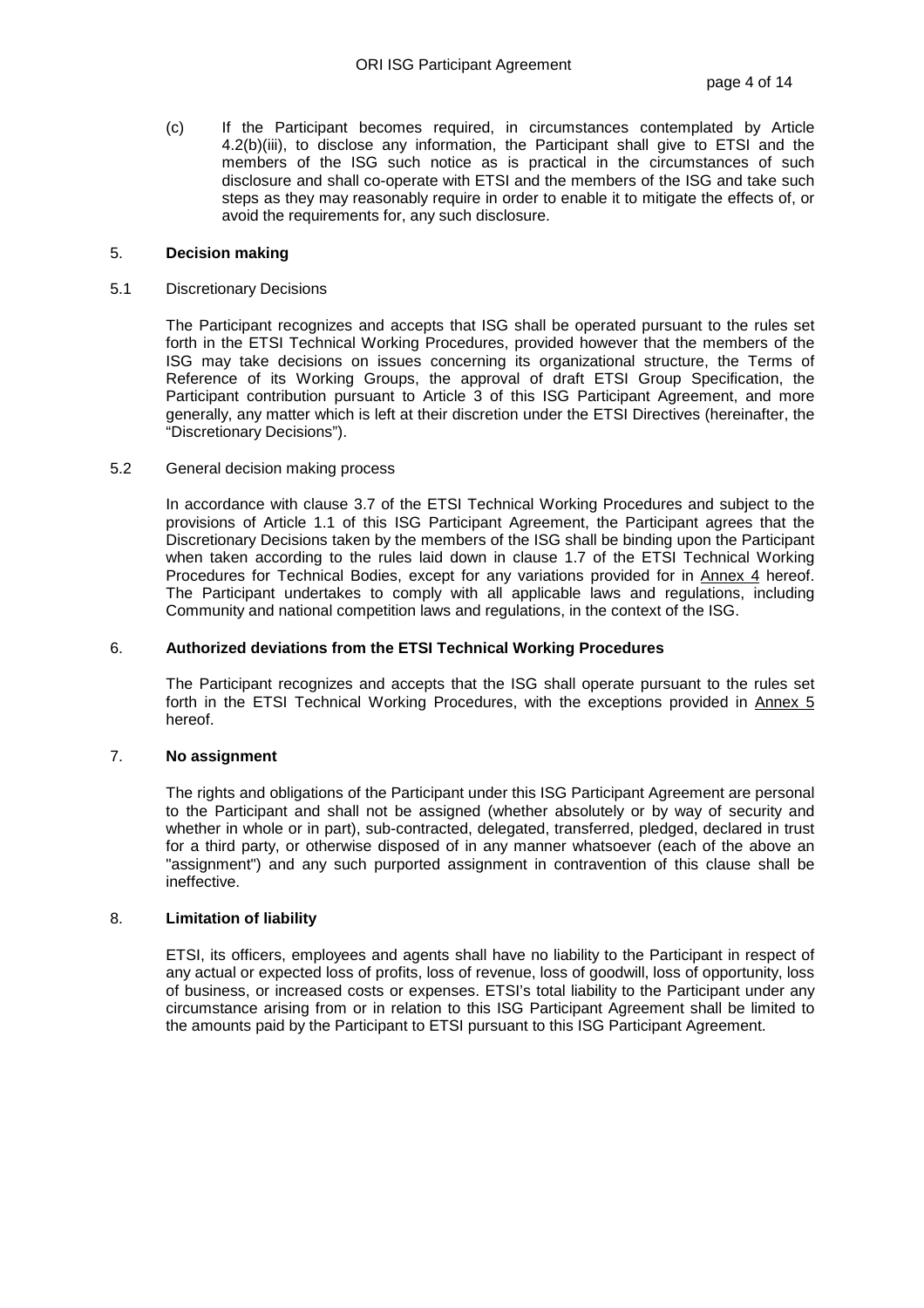(c) If the Participant becomes required, in circumstances contemplated by Article 4.2(b)(iii), to disclose any information, the Participant shall give to ETSI and the members of the ISG such notice as is practical in the circumstances of such disclosure and shall co-operate with ETSI and the members of the ISG and take such steps as they may reasonably require in order to enable it to mitigate the effects of, or avoid the requirements for, any such disclosure.

## 5. **Decision making**

### 5.1 Discretionary Decisions

The Participant recognizes and accepts that ISG shall be operated pursuant to the rules set forth in the ETSI Technical Working Procedures, provided however that the members of the ISG may take decisions on issues concerning its organizational structure, the Terms of Reference of its Working Groups, the approval of draft ETSI Group Specification, the Participant contribution pursuant to Article 3 of this ISG Participant Agreement, and more generally, any matter which is left at their discretion under the ETSI Directives (hereinafter, the "Discretionary Decisions").

### 5.2 General decision making process

In accordance with clause 3.7 of the ETSI Technical Working Procedures and subject to the provisions of Article 1.1 of this ISG Participant Agreement, the Participant agrees that the Discretionary Decisions taken by the members of the ISG shall be binding upon the Participant when taken according to the rules laid down in clause 1.7 of the ETSI Technical Working Procedures for Technical Bodies, except for any variations provided for in Annex 4 hereof. The Participant undertakes to comply with all applicable laws and regulations, including Community and national competition laws and regulations, in the context of the ISG.

## 6. **Authorized deviations from the ETSI Technical Working Procedures**

The Participant recognizes and accepts that the ISG shall operate pursuant to the rules set forth in the ETSI Technical Working Procedures, with the exceptions provided in Annex 5 hereof.

## 7. **No assignment**

The rights and obligations of the Participant under this ISG Participant Agreement are personal to the Participant and shall not be assigned (whether absolutely or by way of security and whether in whole or in part), sub-contracted, delegated, transferred, pledged, declared in trust for a third party, or otherwise disposed of in any manner whatsoever (each of the above an "assignment") and any such purported assignment in contravention of this clause shall be ineffective.

## 8. **Limitation of liability**

ETSI, its officers, employees and agents shall have no liability to the Participant in respect of any actual or expected loss of profits, loss of revenue, loss of goodwill, loss of opportunity, loss of business, or increased costs or expenses. ETSI's total liability to the Participant under any circumstance arising from or in relation to this ISG Participant Agreement shall be limited to the amounts paid by the Participant to ETSI pursuant to this ISG Participant Agreement.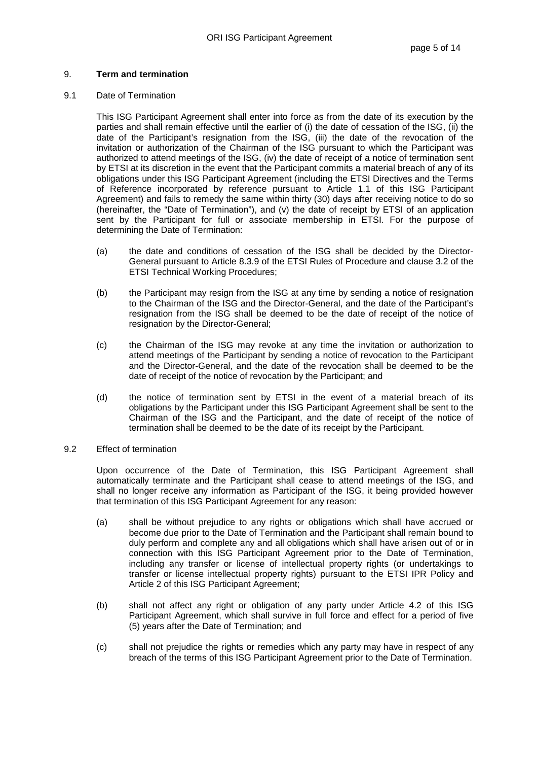## 9. **Term and termination**

### 9.1 Date of Termination

This ISG Participant Agreement shall enter into force as from the date of its execution by the parties and shall remain effective until the earlier of (i) the date of cessation of the ISG, (ii) the date of the Participant's resignation from the ISG, (iii) the date of the revocation of the invitation or authorization of the Chairman of the ISG pursuant to which the Participant was authorized to attend meetings of the ISG, (iv) the date of receipt of a notice of termination sent by ETSI at its discretion in the event that the Participant commits a material breach of any of its obligations under this ISG Participant Agreement (including the ETSI Directives and the Terms of Reference incorporated by reference pursuant to Article 1.1 of this ISG Participant Agreement) and fails to remedy the same within thirty (30) days after receiving notice to do so (hereinafter, the "Date of Termination"), and (v) the date of receipt by ETSI of an application sent by the Participant for full or associate membership in ETSI. For the purpose of determining the Date of Termination:

(a) the date and conditions of cessation of the ISG shall be decided by the Director-General pursuant to Article 8.3.9 of the ETSI Rules of Procedure and clause 3.2 of the ETSI Technical Working Procedures;

(b) the Participant may resign from the ISG at any time by sending a notice of resignation to the Chairman of the ISG and the Director-General, and the date of the Participant's resignation from the ISG shall be deemed to be the date of receipt of the notice of resignation by the Director-General;

(c) the Chairman of the ISG may revoke at any time the invitation or authorization to attend meetings of the Participant by sending a notice of revocation to the Participant and the Director-General, and the date of the revocation shall be deemed to be the date of receipt of the notice of revocation by the Participant; and

(d) the notice of termination sent by ETSI in the event of a material breach of its obligations by the Participant under this ISG Participant Agreement shall be sent to the Chairman of the ISG and the Participant, and the date of receipt of the notice of termination shall be deemed to be the date of its receipt by the Participant.

### 9.2 Effect of termination

Upon occurrence of the Date of Termination, this ISG Participant Agreement shall automatically terminate and the Participant shall cease to attend meetings of the ISG, and shall no longer receive any information as Participant of the ISG, it being provided however that termination of this ISG Participant Agreement for any reason:

(a) shall be without prejudice to any rights or obligations which shall have accrued or become due prior to the Date of Termination and the Participant shall remain bound to duly perform and complete any and all obligations which shall have arisen out of or in connection with this ISG Participant Agreement prior to the Date of Termination, including any transfer or license of intellectual property rights (or undertakings to transfer or license intellectual property rights) pursuant to the ETSI IPR Policy and Article 2 of this ISG Participant Agreement;

(b) shall not affect any right or obligation of any party under Article 4.2 of this ISG Participant Agreement, which shall survive in full force and effect for a period of five (5) years after the Date of Termination; and

(c) shall not prejudice the rights or remedies which any party may have in respect of any breach of the terms of this ISG Participant Agreement prior to the Date of Termination.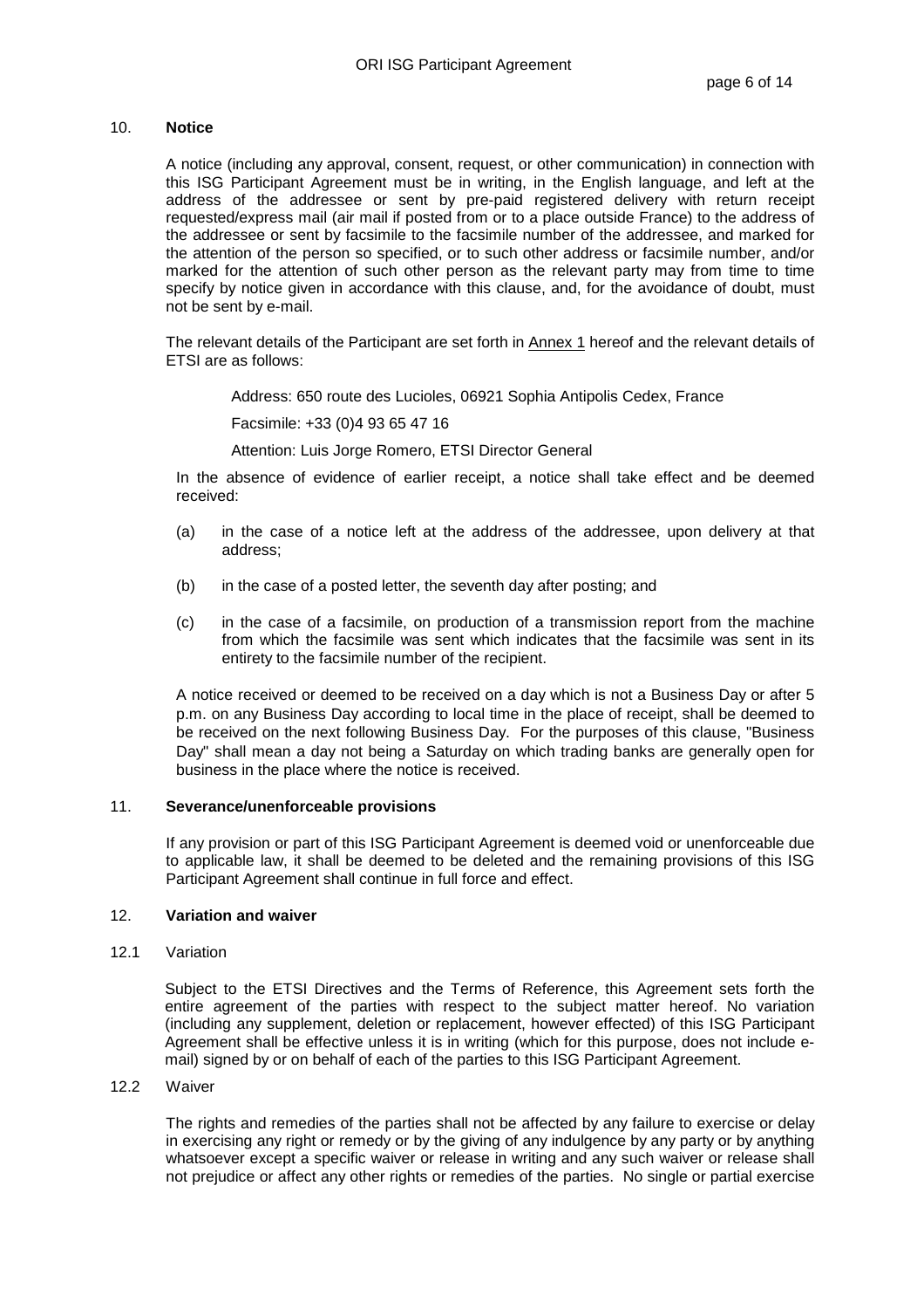## 10. Notice

A notice (including any approval, consent, request, or other communication) in connection with this ISG Participant Agreement must be in writing, in the English language, and left at the address of the addressee or sent by pre-paid registered delivery with return receipt requested/express mail (air mail if posted from or to a place outside France) to the address of the addressee or sent by facsimile to the facsimile number of the addressee, and marked for the attention of the person so specified, or to such other address or facsimile number, and/or marked for the attention of such other person as the relevant party may from time to time specify by notice given in accordance with this clause, and, for the avoidance of doubt, must not be sent by e-mail.

The relevant details of the Participant are set forth in Annex 1 hereof and the relevant details of ETSI are as follows:

Address: 650 route des Lucioles, 06921 Sophia Antipolis Cedex, France

Facsimile: +33 (0)4 93 65 47 16

Attention: Luis Jorge Romero, ETSI Director General

In the absence of evidence of earlier receipt, a notice shall take effect and be deemed received:

(a) in the case of a notice left at the address of the addressee, upon delivery at that address;

(b) in the case of a posted letter, the seventh day after posting; and

(c) in the case of a facsimile, on production of a transmission report from the machine from which the facsimile was sent which indicates that the facsimile was sent in its entirety to the facsimile number of the recipient.

A notice received or deemed to be received on a day which is not a Business Day or after 5 p.m. on any Business Day according to local time in the place of receipt, shall be deemed to be received on the next following Business Day. For the purposes of this clause, "Business Day" shall mean a day not being a Saturday on which trading banks are generally open for business in the place where the notice is received.

## 11. Severance/unenforceable provisions

If any provision or part of this ISG Participant Agreement is deemed void or unenforceable due to applicable law, it shall be deemed to be deleted and the remaining provisions of this ISG Participant Agreement shall continue in full force and effect.

## 12. Variation and waiver

### 12.1 Variation

Subject to the ETSI Directives and the Terms of Reference, this Agreement sets forth the entire agreement of the parties with respect to the subject matter hereof. No variation (including any supplement, deletion or replacement, however effected) of this ISG Participant Agreement shall be effective unless it is in writing (which for this purpose, does not include e-mail) signed by or on behalf of each of the parties to this ISG Participant Agreement.

### 12.2 Waiver

The rights and remedies of the parties shall not be affected by any failure to exercise or delay in exercising any right or remedy or by the giving of any indulgence by any party or by anything whatsoever except a specific waiver or release in writing and any such waiver or release shall not prejudice or affect any other rights or remedies of the parties. No single or partial exercise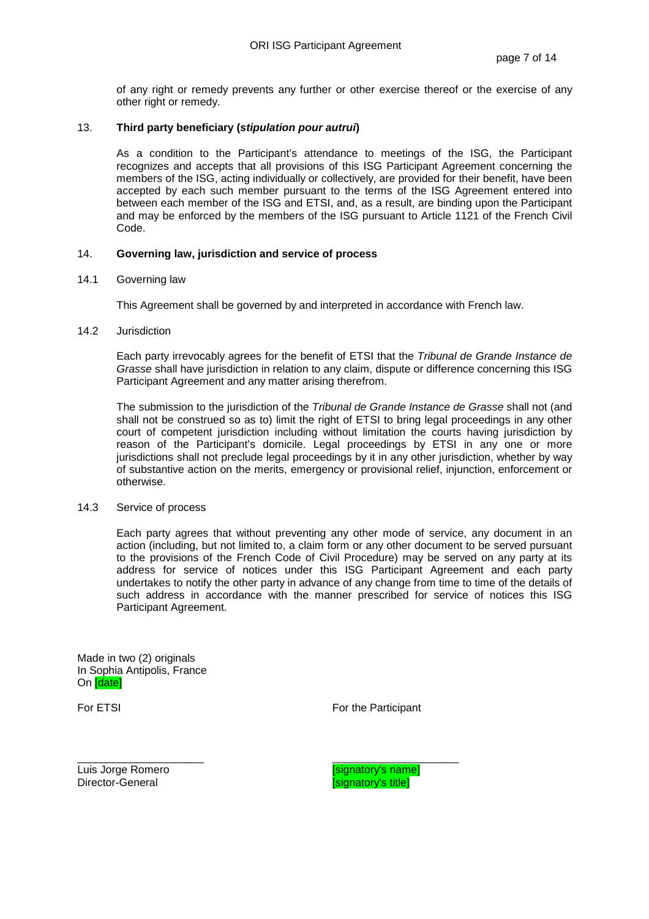of any right or remedy prevents any further or other exercise thereof or the exercise of any other right or remedy.

## 13. Third party beneficiary (*stipulation pour autrui*)

As a condition to the Participant's attendance to meetings of the ISG, the Participant recognizes and accepts that all provisions of this ISG Participant Agreement concerning the members of the ISG, acting individually or collectively, are provided for their benefit, have been accepted by each such member pursuant to the terms of the ISG Agreement entered into between each member of the ISG and ETSI, and, as a result, are binding upon the Participant and may be enforced by the members of the ISG pursuant to Article 1121 of the French Civil Code.

## 14. Governing law, jurisdiction and service of process

### 14.1 Governing law

This Agreement shall be governed by and interpreted in accordance with French law.

### 14.2 Jurisdiction

Each party irrevocably agrees for the benefit of ETSI that the *Tribunal de Grande Instance de Grasse* shall have jurisdiction in relation to any claim, dispute or difference concerning this ISG Participant Agreement and any matter arising therefrom.

The submission to the jurisdiction of the *Tribunal de Grande Instance de Grasse* shall not (and shall not be construed so as to) limit the right of ETSI to bring legal proceedings in any other court of competent jurisdiction including without limitation the courts having jurisdiction by reason of the Participant's domicile. Legal proceedings by ETSI in any one or more jurisdictions shall not preclude legal proceedings by it in any other jurisdiction, whether by way of substantive action on the merits, emergency or provisional relief, injunction, enforcement or otherwise.

### 14.3 Service of process

Each party agrees that without preventing any other mode of service, any document in an action (including, but not limited to, a claim form or any other document to be served pursuant to the provisions of the French Code of Civil Procedure) may be served on any party at its address for service of notices under this ISG Participant Agreement and each party undertakes to notify the other party in advance of any change from time to time of the details of such address in accordance with the manner prescribed for service of notices this ISG Participant Agreement.

Made in two (2) originals
In Sophia Antipolis, France
On [date]

| For ETSI | For the Participant |
|---|---|
| _____________________ | _____________________ |
| Luis Jorge Romero | [signatory's name] |
| Director-General | [signatory's title] |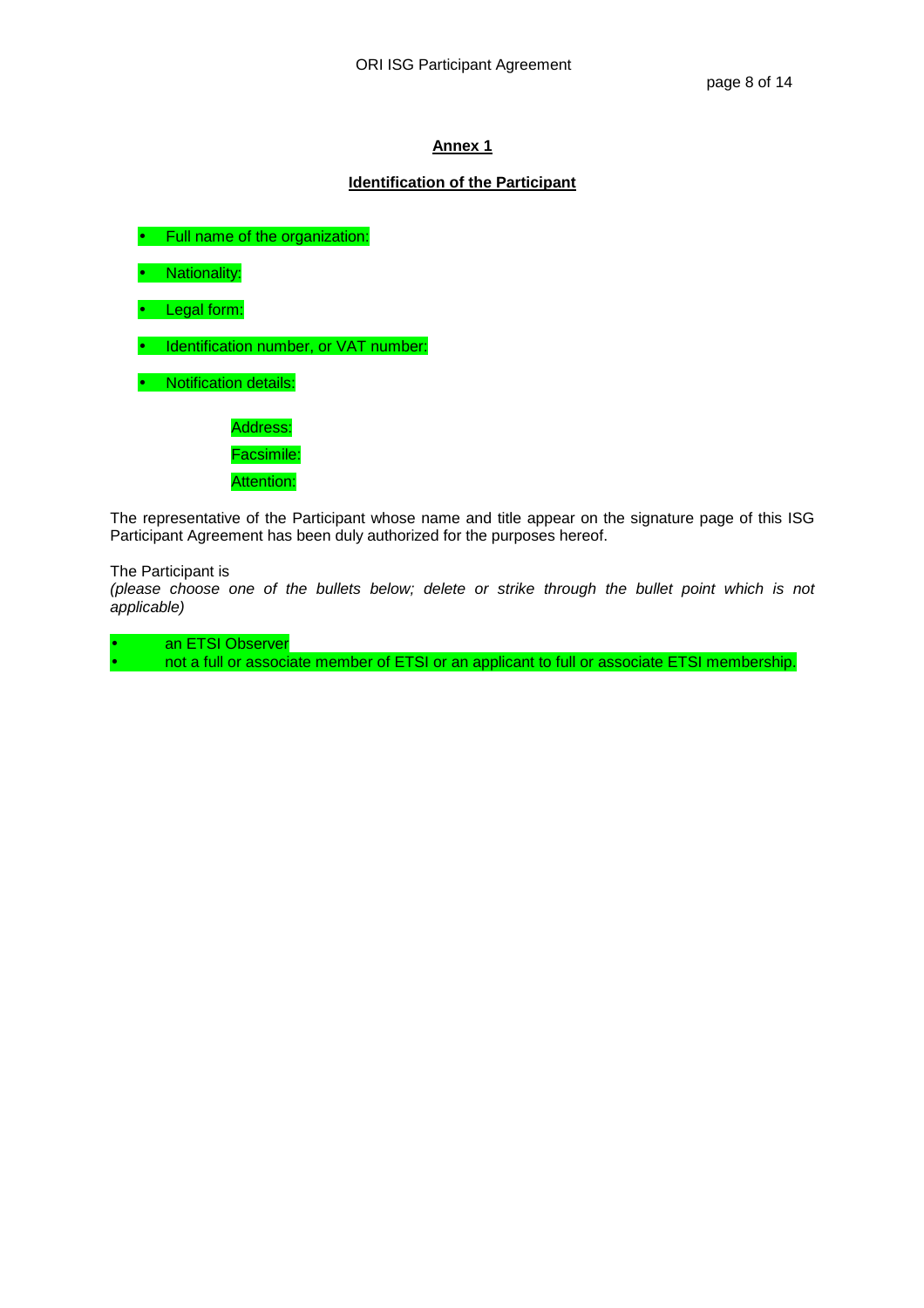## Annex 1

### Identification of the Participant

- Full name of the organization:
- Nationality:
- Legal form:
- Identification number, or VAT number:
- Notification details:

  Address:

  Facsimile:

  Attention:

The representative of the Participant whose name and title appear on the signature page of this ISG Participant Agreement has been duly authorized for the purposes hereof.

The Participant is
*(please choose one of the bullets below; delete or strike through the bullet point which is not applicable)*

- an ETSI Observer
- not a full or associate member of ETSI or an applicant to full or associate ETSI membership.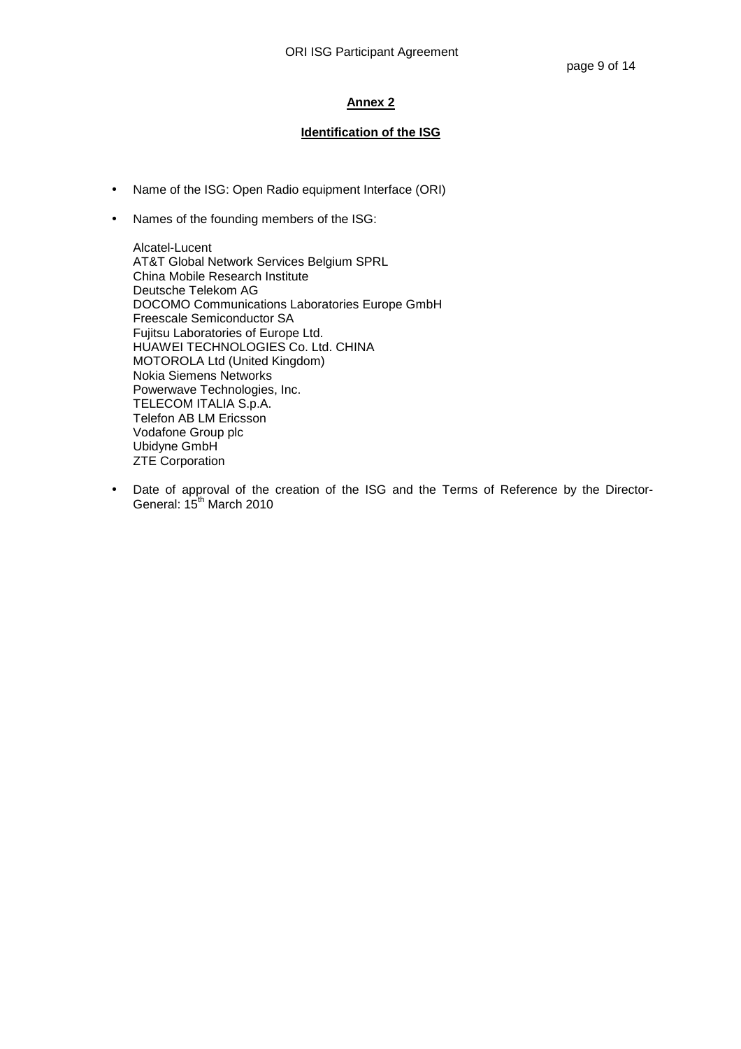## Annex 2

### Identification of the ISG

- Name of the ISG: Open Radio equipment Interface (ORI)
- Names of the founding members of the ISG:

  Alcatel-Lucent
  AT&T Global Network Services Belgium SPRL
  China Mobile Research Institute
  Deutsche Telekom AG
  DOCOMO Communications Laboratories Europe GmbH
  Freescale Semiconductor SA
  Fujitsu Laboratories of Europe Ltd.
  HUAWEI TECHNOLOGIES Co. Ltd. CHINA
  MOTOROLA Ltd (United Kingdom)
  Nokia Siemens Networks
  Powerwave Technologies, Inc.
  TELECOM ITALIA S.p.A.
  Telefon AB LM Ericsson
  Vodafone Group plc
  Ubidyne GmbH
  ZTE Corporation

- Date of approval of the creation of the ISG and the Terms of Reference by the Director-General: 15th March 2010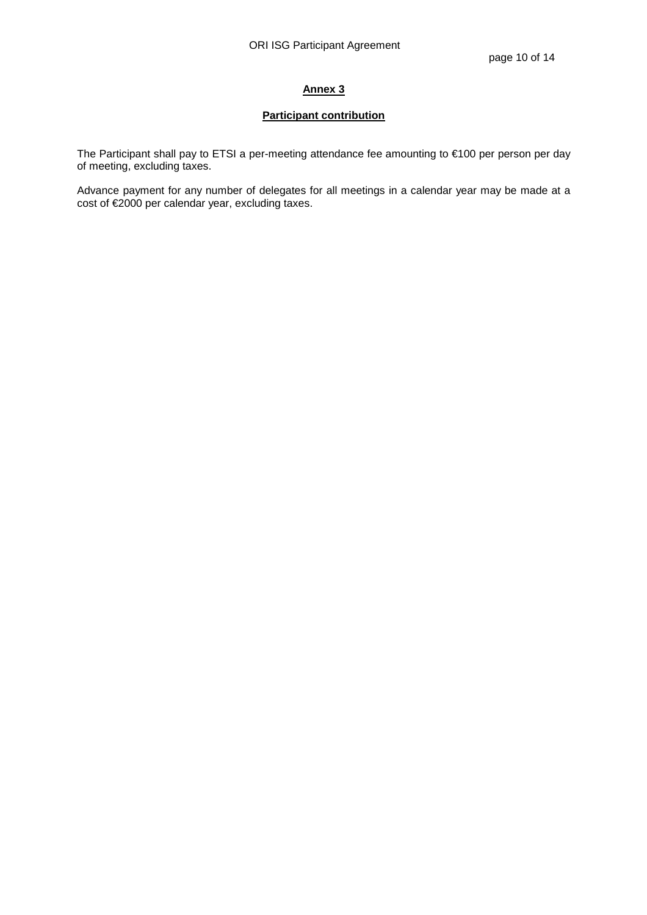## Annex 3

### Participant contribution

The Participant shall pay to ETSI a per-meeting attendance fee amounting to €100 per person per day of meeting, excluding taxes.

Advance payment for any number of delegates for all meetings in a calendar year may be made at a cost of €2000 per calendar year, excluding taxes.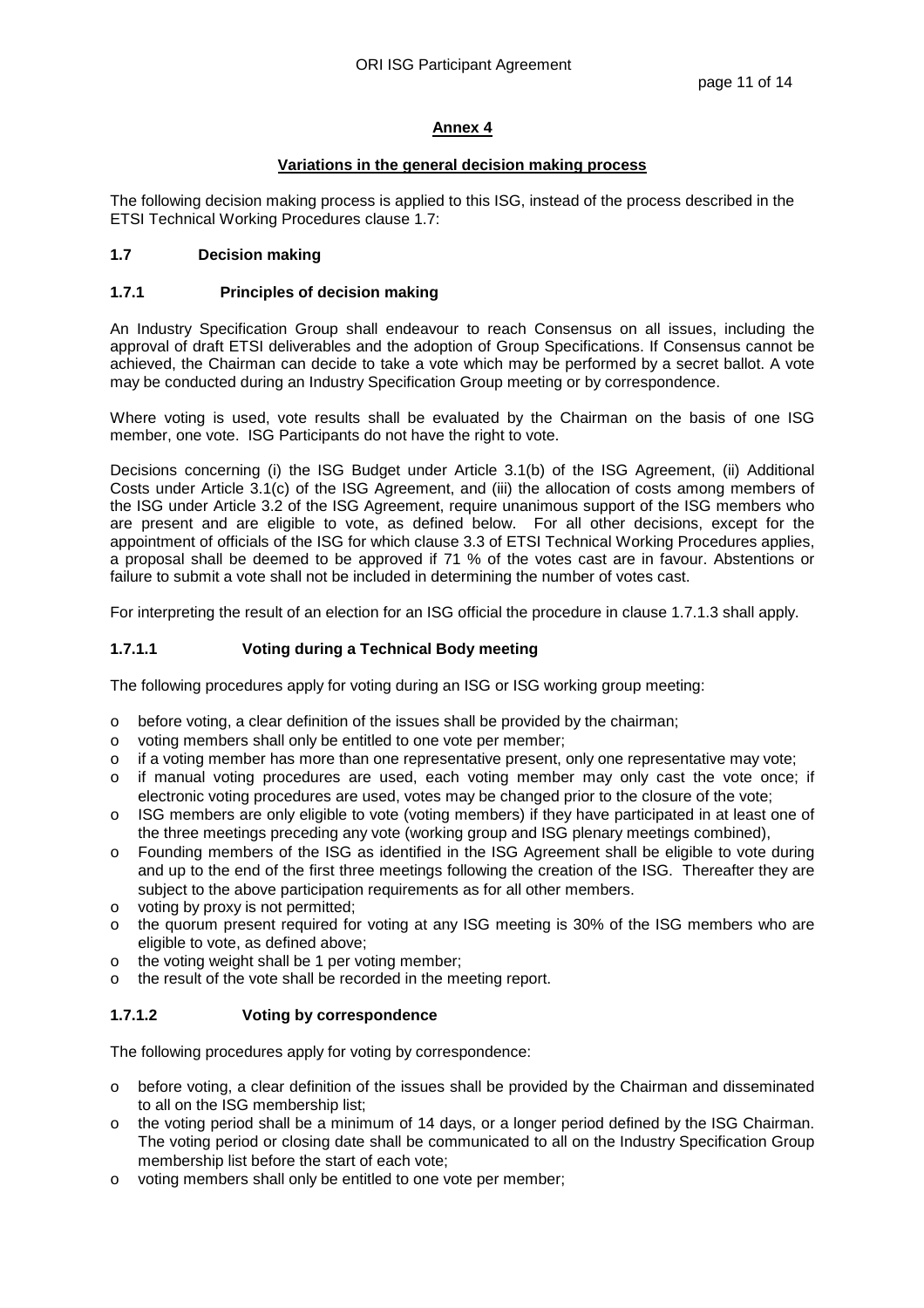## Annex 4

### Variations in the general decision making process

The following decision making process is applied to this ISG, instead of the process described in the ETSI Technical Working Procedures clause 1.7:

### 1.7 Decision making

#### 1.7.1 Principles of decision making

An Industry Specification Group shall endeavour to reach Consensus on all issues, including the approval of draft ETSI deliverables and the adoption of Group Specifications. If Consensus cannot be achieved, the Chairman can decide to take a vote which may be performed by a secret ballot. A vote may be conducted during an Industry Specification Group meeting or by correspondence.

Where voting is used, vote results shall be evaluated by the Chairman on the basis of one ISG member, one vote. ISG Participants do not have the right to vote.

Decisions concerning (i) the ISG Budget under Article 3.1(b) of the ISG Agreement, (ii) Additional Costs under Article 3.1(c) of the ISG Agreement, and (iii) the allocation of costs among members of the ISG under Article 3.2 of the ISG Agreement, require unanimous support of the ISG members who are present and are eligible to vote, as defined below. For all other decisions, except for the appointment of officials of the ISG for which clause 3.3 of ETSI Technical Working Procedures applies, a proposal shall be deemed to be approved if 71 % of the votes cast are in favour. Abstentions or failure to submit a vote shall not be included in determining the number of votes cast.

For interpreting the result of an election for an ISG official the procedure in clause 1.7.1.3 shall apply.

#### 1.7.1.1 Voting during a Technical Body meeting

The following procedures apply for voting during an ISG or ISG working group meeting:

- before voting, a clear definition of the issues shall be provided by the chairman;
- voting members shall only be entitled to one vote per member;
- if a voting member has more than one representative present, only one representative may vote;
- if manual voting procedures are used, each voting member may only cast the vote once; if electronic voting procedures are used, votes may be changed prior to the closure of the vote;
- ISG members are only eligible to vote (voting members) if they have participated in at least one of the three meetings preceding any vote (working group and ISG plenary meetings combined),
- Founding members of the ISG as identified in the ISG Agreement shall be eligible to vote during and up to the end of the first three meetings following the creation of the ISG. Thereafter they are subject to the above participation requirements as for all other members.
- voting by proxy is not permitted;
- the quorum present required for voting at any ISG meeting is 30% of the ISG members who are eligible to vote, as defined above;
- the voting weight shall be 1 per voting member;
- the result of the vote shall be recorded in the meeting report.

#### 1.7.1.2 Voting by correspondence

The following procedures apply for voting by correspondence:

- before voting, a clear definition of the issues shall be provided by the Chairman and disseminated to all on the ISG membership list;
- the voting period shall be a minimum of 14 days, or a longer period defined by the ISG Chairman. The voting period or closing date shall be communicated to all on the Industry Specification Group membership list before the start of each vote;
- voting members shall only be entitled to one vote per member;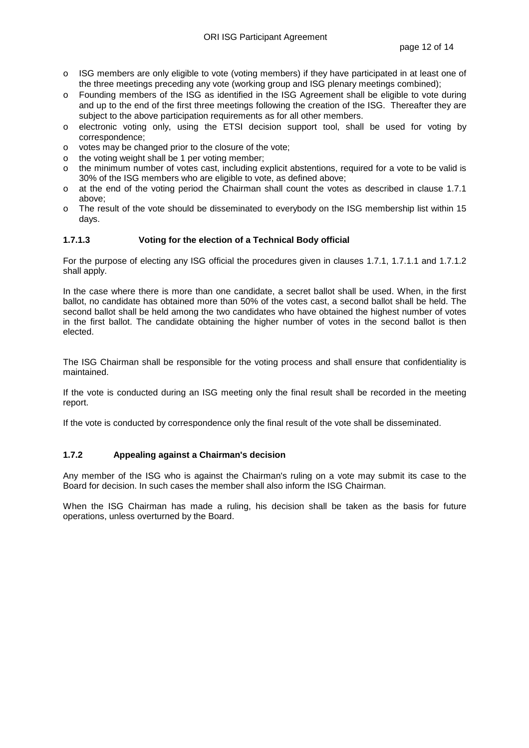- ISG members are only eligible to vote (voting members) if they have participated in at least one of the three meetings preceding any vote (working group and ISG plenary meetings combined);
- Founding members of the ISG as identified in the ISG Agreement shall be eligible to vote during and up to the end of the first three meetings following the creation of the ISG. Thereafter they are subject to the above participation requirements as for all other members.
- electronic voting only, using the ETSI decision support tool, shall be used for voting by correspondence;
- votes may be changed prior to the closure of the vote;
- the voting weight shall be 1 per voting member;
- the minimum number of votes cast, including explicit abstentions, required for a vote to be valid is 30% of the ISG members who are eligible to vote, as defined above;
- at the end of the voting period the Chairman shall count the votes as described in clause 1.7.1 above;
- The result of the vote should be disseminated to everybody on the ISG membership list within 15 days.

#### 1.7.1.3 Voting for the election of a Technical Body official

For the purpose of electing any ISG official the procedures given in clauses 1.7.1, 1.7.1.1 and 1.7.1.2 shall apply.

In the case where there is more than one candidate, a secret ballot shall be used. When, in the first ballot, no candidate has obtained more than 50% of the votes cast, a second ballot shall be held. The second ballot shall be held among the two candidates who have obtained the highest number of votes in the first ballot. The candidate obtaining the higher number of votes in the second ballot is then elected.

The ISG Chairman shall be responsible for the voting process and shall ensure that confidentiality is maintained.

If the vote is conducted during an ISG meeting only the final result shall be recorded in the meeting report.

If the vote is conducted by correspondence only the final result of the vote shall be disseminated.

### 1.7.2 Appealing against a Chairman's decision

Any member of the ISG who is against the Chairman's ruling on a vote may submit its case to the Board for decision. In such cases the member shall also inform the ISG Chairman.

When the ISG Chairman has made a ruling, his decision shall be taken as the basis for future operations, unless overturned by the Board.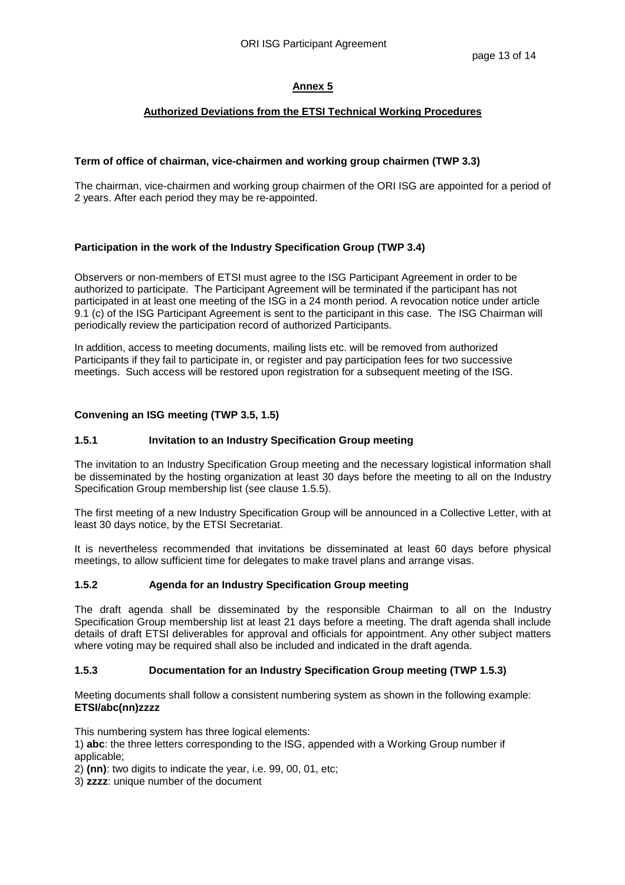## Annex 5

### Authorized Deviations from the ETSI Technical Working Procedures

**Term of office of chairman, vice-chairmen and working group chairmen (TWP 3.3)**

The chairman, vice-chairmen and working group chairmen of the ORI ISG are appointed for a period of 2 years. After each period they may be re-appointed.

**Participation in the work of the Industry Specification Group (TWP 3.4)**

Observers or non-members of ETSI must agree to the ISG Participant Agreement in order to be authorized to participate. The Participant Agreement will be terminated if the participant has not participated in at least one meeting of the ISG in a 24 month period. A revocation notice under article 9.1 (c) of the ISG Participant Agreement is sent to the participant in this case. The ISG Chairman will periodically review the participation record of authorized Participants.

In addition, access to meeting documents, mailing lists etc. will be removed from authorized Participants if they fail to participate in, or register and pay participation fees for two successive meetings. Such access will be restored upon registration for a subsequent meeting of the ISG.

**Convening an ISG meeting (TWP 3.5, 1.5)**

**1.5.1 Invitation to an Industry Specification Group meeting**

The invitation to an Industry Specification Group meeting and the necessary logistical information shall be disseminated by the hosting organization at least 30 days before the meeting to all on the Industry Specification Group membership list (see clause 1.5.5).

The first meeting of a new Industry Specification Group will be announced in a Collective Letter, with at least 30 days notice, by the ETSI Secretariat.

It is nevertheless recommended that invitations be disseminated at least 60 days before physical meetings, to allow sufficient time for delegates to make travel plans and arrange visas.

**1.5.2 Agenda for an Industry Specification Group meeting**

The draft agenda shall be disseminated by the responsible Chairman to all on the Industry Specification Group membership list at least 21 days before a meeting. The draft agenda shall include details of draft ETSI deliverables for approval and officials for appointment. Any other subject matters where voting may be required shall also be included and indicated in the draft agenda.

**1.5.3 Documentation for an Industry Specification Group meeting (TWP 1.5.3)**

Meeting documents shall follow a consistent numbering system as shown in the following example: **ETSI/abc(nn)zzzz**

This numbering system has three logical elements:

1) **abc**: the three letters corresponding to the ISG, appended with a Working Group number if applicable;
2) **(nn)**: two digits to indicate the year, i.e. 99, 00, 01, etc;
3) **zzzz**: unique number of the document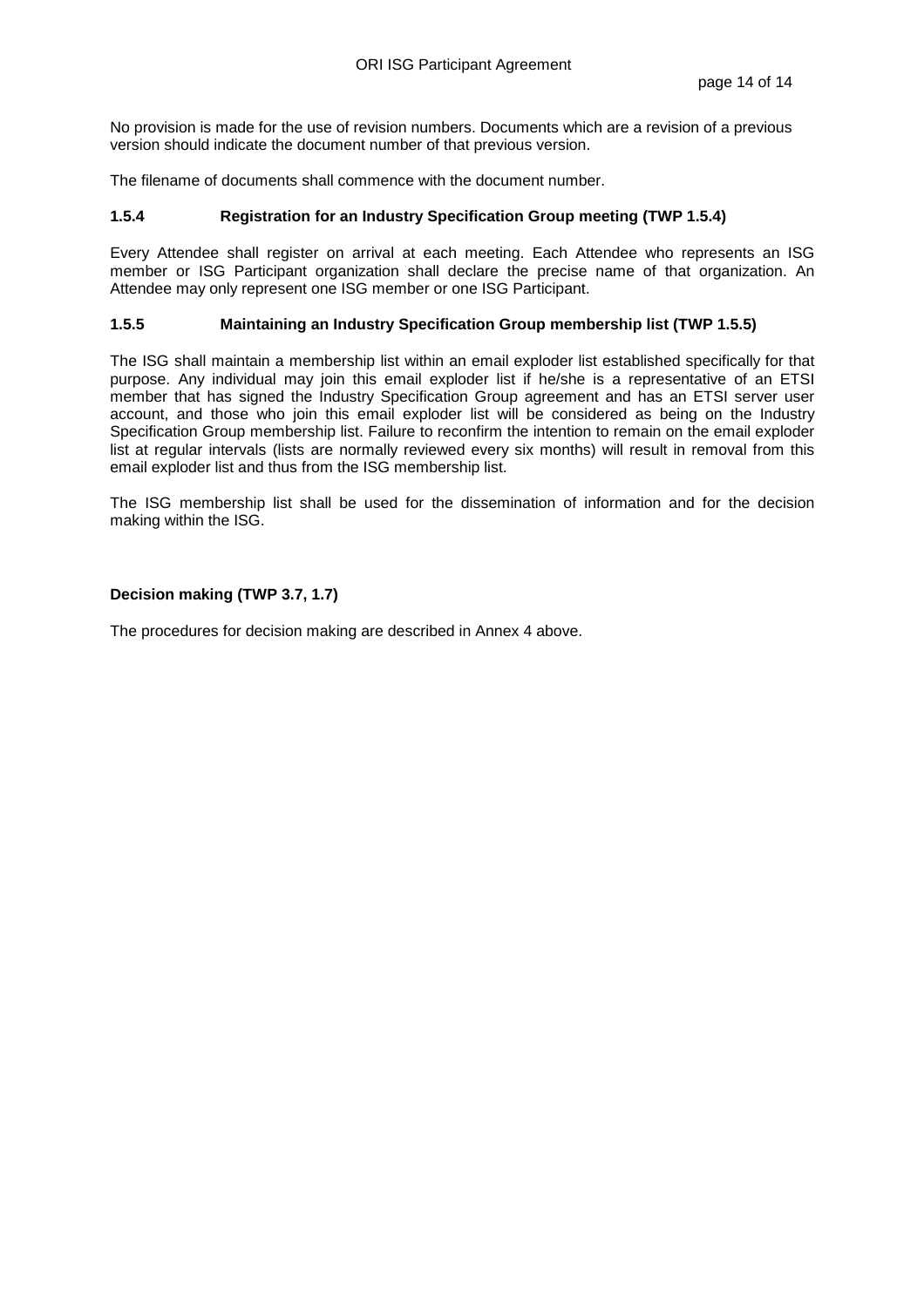No provision is made for the use of revision numbers. Documents which are a revision of a previous version should indicate the document number of that previous version.

The filename of documents shall commence with the document number.

### 1.5.4 Registration for an Industry Specification Group meeting (TWP 1.5.4)

Every Attendee shall register on arrival at each meeting. Each Attendee who represents an ISG member or ISG Participant organization shall declare the precise name of that organization. An Attendee may only represent one ISG member or one ISG Participant.

### 1.5.5 Maintaining an Industry Specification Group membership list (TWP 1.5.5)

The ISG shall maintain a membership list within an email exploder list established specifically for that purpose. Any individual may join this email exploder list if he/she is a representative of an ETSI member that has signed the Industry Specification Group agreement and has an ETSI server user account, and those who join this email exploder list will be considered as being on the Industry Specification Group membership list. Failure to reconfirm the intention to remain on the email exploder list at regular intervals (lists are normally reviewed every six months) will result in removal from this email exploder list and thus from the ISG membership list.

The ISG membership list shall be used for the dissemination of information and for the decision making within the ISG.

### Decision making (TWP 3.7, 1.7)

The procedures for decision making are described in Annex 4 above.